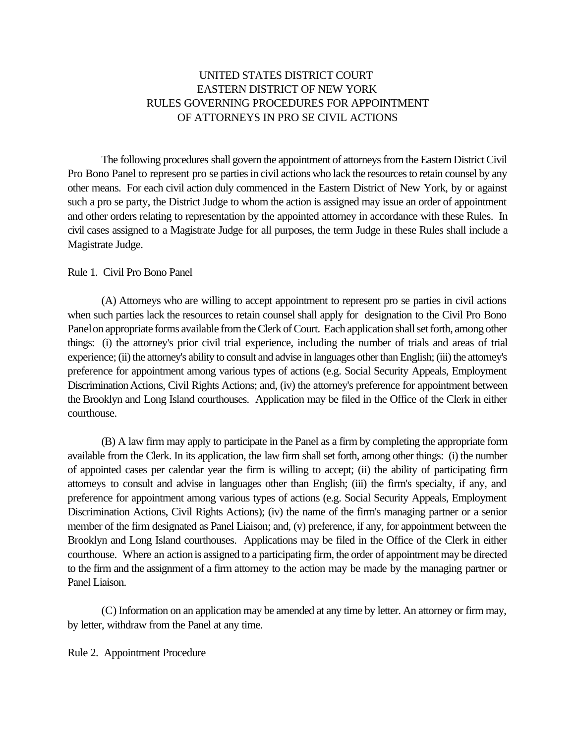# UNITED STATES DISTRICT COURT
# EASTERN DISTRICT OF NEW YORK
# RULES GOVERNING PROCEDURES FOR APPOINTMENT OF ATTORNEYS IN PRO SE CIVIL ACTIONS

The following procedures shall govern the appointment of attorneys from the Eastern District Civil Pro Bono Panel to represent pro se parties in civil actions who lack the resources to retain counsel by any other means. For each civil action duly commenced in the Eastern District of New York, by or against such a pro se party, the District Judge to whom the action is assigned may issue an order of appointment and other orders relating to representation by the appointed attorney in accordance with these Rules. In civil cases assigned to a Magistrate Judge for all purposes, the term Judge in these Rules shall include a Magistrate Judge.

## Rule 1. Civil Pro Bono Panel

(A) Attorneys who are willing to accept appointment to represent pro se parties in civil actions when such parties lack the resources to retain counsel shall apply for designation to the Civil Pro Bono Panel on appropriate forms available from the Clerk of Court. Each application shall set forth, among other things: (i) the attorney's prior civil trial experience, including the number of trials and areas of trial experience; (ii) the attorney's ability to consult and advise in languages other than English; (iii) the attorney's preference for appointment among various types of actions (e.g. Social Security Appeals, Employment Discrimination Actions, Civil Rights Actions; and, (iv) the attorney's preference for appointment between the Brooklyn and Long Island courthouses. Application may be filed in the Office of the Clerk in either courthouse.

(B) A law firm may apply to participate in the Panel as a firm by completing the appropriate form available from the Clerk. In its application, the law firm shall set forth, among other things: (i) the number of appointed cases per calendar year the firm is willing to accept; (ii) the ability of participating firm attorneys to consult and advise in languages other than English; (iii) the firm's specialty, if any, and preference for appointment among various types of actions (e.g. Social Security Appeals, Employment Discrimination Actions, Civil Rights Actions); (iv) the name of the firm's managing partner or a senior member of the firm designated as Panel Liaison; and, (v) preference, if any, for appointment between the Brooklyn and Long Island courthouses. Applications may be filed in the Office of the Clerk in either courthouse. Where an action is assigned to a participating firm, the order of appointment may be directed to the firm and the assignment of a firm attorney to the action may be made by the managing partner or Panel Liaison.

(C) Information on an application may be amended at any time by letter. An attorney or firm may, by letter, withdraw from the Panel at any time.

## Rule 2. Appointment Procedure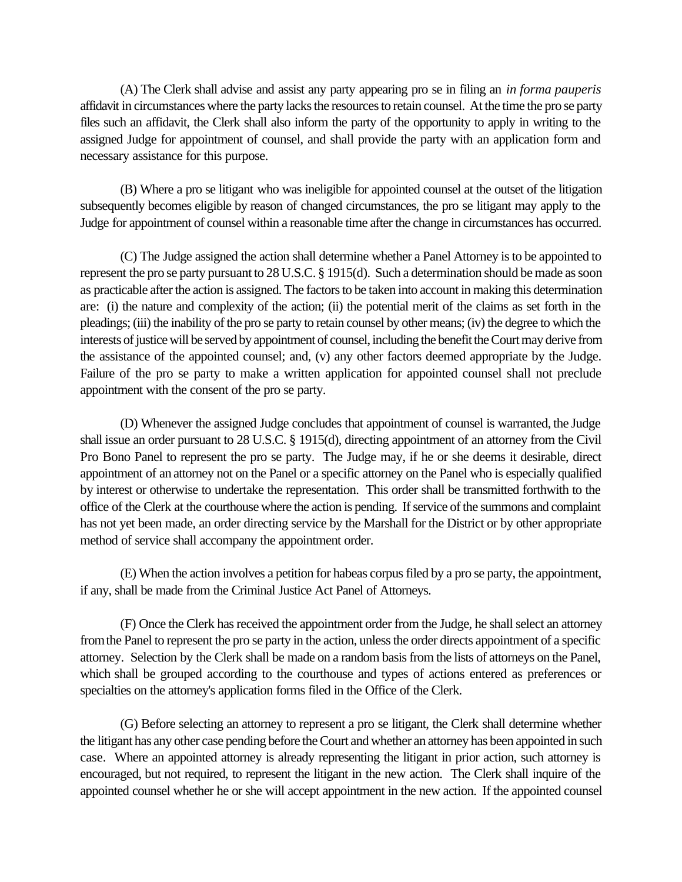(A) The Clerk shall advise and assist any party appearing pro se in filing an *in forma pauperis* affidavit in circumstances where the party lacks the resources to retain counsel. At the time the pro se party files such an affidavit, the Clerk shall also inform the party of the opportunity to apply in writing to the assigned Judge for appointment of counsel, and shall provide the party with an application form and necessary assistance for this purpose.

(B) Where a pro se litigant who was ineligible for appointed counsel at the outset of the litigation subsequently becomes eligible by reason of changed circumstances, the pro se litigant may apply to the Judge for appointment of counsel within a reasonable time after the change in circumstances has occurred.

(C) The Judge assigned the action shall determine whether a Panel Attorney is to be appointed to represent the pro se party pursuant to 28 U.S.C. § 1915(d). Such a determination should be made as soon as practicable after the action is assigned. The factors to be taken into account in making this determination are: (i) the nature and complexity of the action; (ii) the potential merit of the claims as set forth in the pleadings; (iii) the inability of the pro se party to retain counsel by other means; (iv) the degree to which the interests of justice will be served by appointment of counsel, including the benefit the Court may derive from the assistance of the appointed counsel; and, (v) any other factors deemed appropriate by the Judge. Failure of the pro se party to make a written application for appointed counsel shall not preclude appointment with the consent of the pro se party.

(D) Whenever the assigned Judge concludes that appointment of counsel is warranted, the Judge shall issue an order pursuant to 28 U.S.C. § 1915(d), directing appointment of an attorney from the Civil Pro Bono Panel to represent the pro se party. The Judge may, if he or she deems it desirable, direct appointment of an attorney not on the Panel or a specific attorney on the Panel who is especially qualified by interest or otherwise to undertake the representation. This order shall be transmitted forthwith to the office of the Clerk at the courthouse where the action is pending. If service of the summons and complaint has not yet been made, an order directing service by the Marshall for the District or by other appropriate method of service shall accompany the appointment order.

(E) When the action involves a petition for habeas corpus filed by a pro se party, the appointment, if any, shall be made from the Criminal Justice Act Panel of Attorneys.

(F) Once the Clerk has received the appointment order from the Judge, he shall select an attorney from the Panel to represent the pro se party in the action, unless the order directs appointment of a specific attorney. Selection by the Clerk shall be made on a random basis from the lists of attorneys on the Panel, which shall be grouped according to the courthouse and types of actions entered as preferences or specialties on the attorney's application forms filed in the Office of the Clerk.

(G) Before selecting an attorney to represent a pro se litigant, the Clerk shall determine whether the litigant has any other case pending before the Court and whether an attorney has been appointed in such case. Where an appointed attorney is already representing the litigant in prior action, such attorney is encouraged, but not required, to represent the litigant in the new action. The Clerk shall inquire of the appointed counsel whether he or she will accept appointment in the new action. If the appointed counsel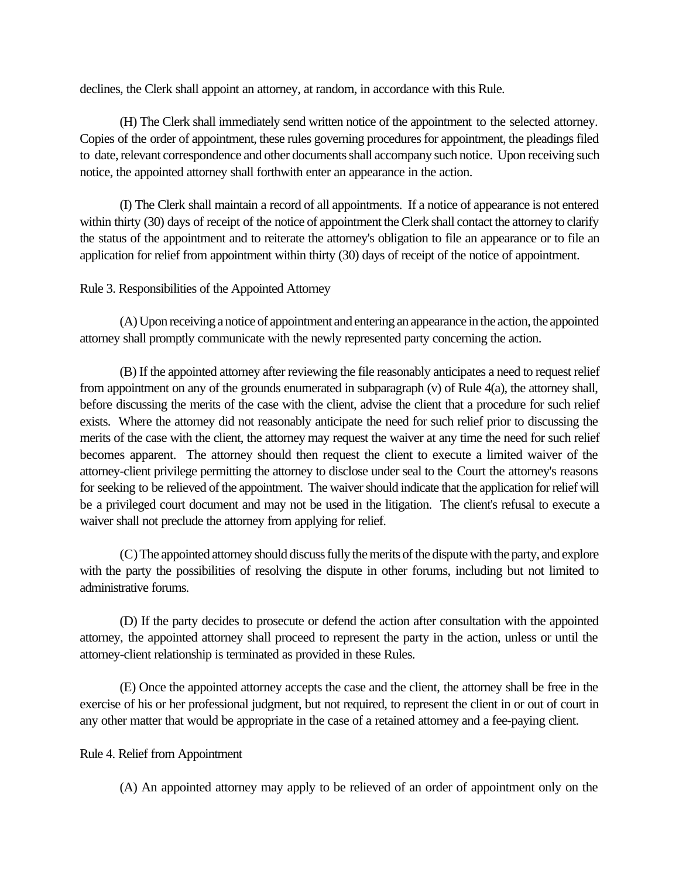declines, the Clerk shall appoint an attorney, at random, in accordance with this Rule.

(H) The Clerk shall immediately send written notice of the appointment to the selected attorney. Copies of the order of appointment, these rules governing procedures for appointment, the pleadings filed to date, relevant correspondence and other documents shall accompany such notice. Upon receiving such notice, the appointed attorney shall forthwith enter an appearance in the action.

(I) The Clerk shall maintain a record of all appointments. If a notice of appearance is not entered within thirty (30) days of receipt of the notice of appointment the Clerk shall contact the attorney to clarify the status of the appointment and to reiterate the attorney's obligation to file an appearance or to file an application for relief from appointment within thirty (30) days of receipt of the notice of appointment.

Rule 3. Responsibilities of the Appointed Attorney

(A) Upon receiving a notice of appointment and entering an appearance in the action, the appointed attorney shall promptly communicate with the newly represented party concerning the action.

(B) If the appointed attorney after reviewing the file reasonably anticipates a need to request relief from appointment on any of the grounds enumerated in subparagraph (v) of Rule 4(a), the attorney shall, before discussing the merits of the case with the client, advise the client that a procedure for such relief exists. Where the attorney did not reasonably anticipate the need for such relief prior to discussing the merits of the case with the client, the attorney may request the waiver at any time the need for such relief becomes apparent. The attorney should then request the client to execute a limited waiver of the attorney-client privilege permitting the attorney to disclose under seal to the Court the attorney's reasons for seeking to be relieved of the appointment. The waiver should indicate that the application for relief will be a privileged court document and may not be used in the litigation. The client's refusal to execute a waiver shall not preclude the attorney from applying for relief.

(C) The appointed attorney should discuss fully the merits of the dispute with the party, and explore with the party the possibilities of resolving the dispute in other forums, including but not limited to administrative forums.

(D) If the party decides to prosecute or defend the action after consultation with the appointed attorney, the appointed attorney shall proceed to represent the party in the action, unless or until the attorney-client relationship is terminated as provided in these Rules.

(E) Once the appointed attorney accepts the case and the client, the attorney shall be free in the exercise of his or her professional judgment, but not required, to represent the client in or out of court in any other matter that would be appropriate in the case of a retained attorney and a fee-paying client.

Rule 4. Relief from Appointment

(A) An appointed attorney may apply to be relieved of an order of appointment only on the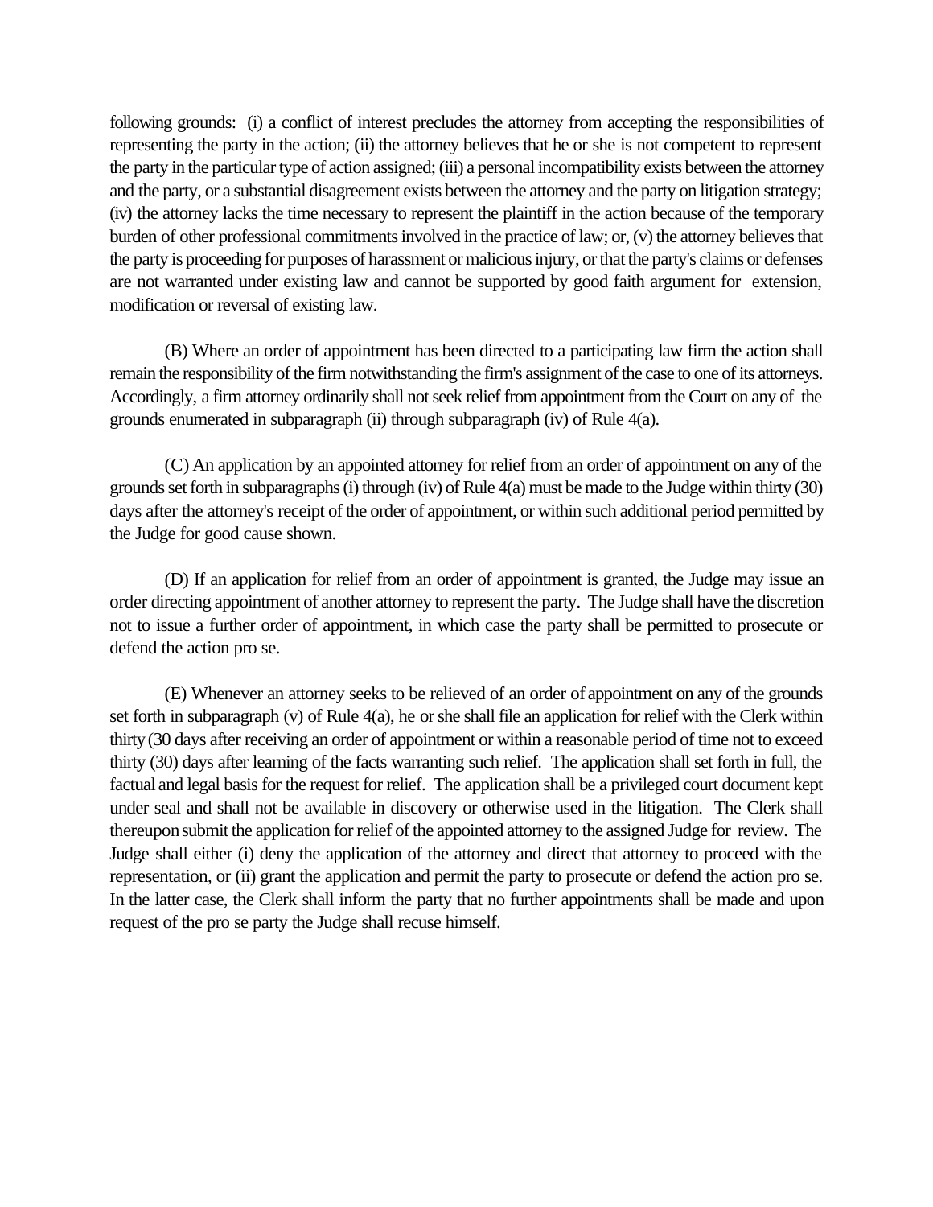following grounds: (i) a conflict of interest precludes the attorney from accepting the responsibilities of representing the party in the action; (ii) the attorney believes that he or she is not competent to represent the party in the particular type of action assigned; (iii) a personal incompatibility exists between the attorney and the party, or a substantial disagreement exists between the attorney and the party on litigation strategy; (iv) the attorney lacks the time necessary to represent the plaintiff in the action because of the temporary burden of other professional commitments involved in the practice of law; or, (v) the attorney believes that the party is proceeding for purposes of harassment or malicious injury, or that the party's claims or defenses are not warranted under existing law and cannot be supported by good faith argument for extension, modification or reversal of existing law.

(B) Where an order of appointment has been directed to a participating law firm the action shall remain the responsibility of the firm notwithstanding the firm's assignment of the case to one of its attorneys. Accordingly, a firm attorney ordinarily shall not seek relief from appointment from the Court on any of the grounds enumerated in subparagraph (ii) through subparagraph (iv) of Rule 4(a).

(C) An application by an appointed attorney for relief from an order of appointment on any of the grounds set forth in subparagraphs (i) through (iv) of Rule 4(a) must be made to the Judge within thirty (30) days after the attorney's receipt of the order of appointment, or within such additional period permitted by the Judge for good cause shown.

(D) If an application for relief from an order of appointment is granted, the Judge may issue an order directing appointment of another attorney to represent the party. The Judge shall have the discretion not to issue a further order of appointment, in which case the party shall be permitted to prosecute or defend the action pro se.

(E) Whenever an attorney seeks to be relieved of an order of appointment on any of the grounds set forth in subparagraph (v) of Rule 4(a), he or she shall file an application for relief with the Clerk within thirty (30 days after receiving an order of appointment or within a reasonable period of time not to exceed thirty (30) days after learning of the facts warranting such relief. The application shall set forth in full, the factual and legal basis for the request for relief. The application shall be a privileged court document kept under seal and shall not be available in discovery or otherwise used in the litigation. The Clerk shall thereupon submit the application for relief of the appointed attorney to the assigned Judge for review. The Judge shall either (i) deny the application of the attorney and direct that attorney to proceed with the representation, or (ii) grant the application and permit the party to prosecute or defend the action pro se. In the latter case, the Clerk shall inform the party that no further appointments shall be made and upon request of the pro se party the Judge shall recuse himself.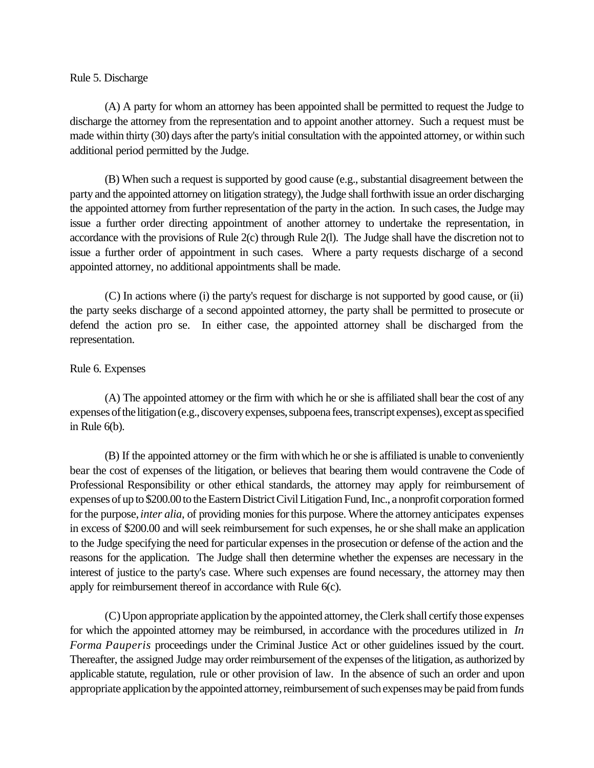Rule 5. Discharge

(A) A party for whom an attorney has been appointed shall be permitted to request the Judge to discharge the attorney from the representation and to appoint another attorney. Such a request must be made within thirty (30) days after the party's initial consultation with the appointed attorney, or within such additional period permitted by the Judge.

(B) When such a request is supported by good cause (e.g., substantial disagreement between the party and the appointed attorney on litigation strategy), the Judge shall forthwith issue an order discharging the appointed attorney from further representation of the party in the action. In such cases, the Judge may issue a further order directing appointment of another attorney to undertake the representation, in accordance with the provisions of Rule 2(c) through Rule 2(l). The Judge shall have the discretion not to issue a further order of appointment in such cases. Where a party requests discharge of a second appointed attorney, no additional appointments shall be made.

(C) In actions where (i) the party's request for discharge is not supported by good cause, or (ii) the party seeks discharge of a second appointed attorney, the party shall be permitted to prosecute or defend the action pro se. In either case, the appointed attorney shall be discharged from the representation.

Rule 6. Expenses

(A) The appointed attorney or the firm with which he or she is affiliated shall bear the cost of any expenses of the litigation (e.g., discovery expenses, subpoena fees, transcript expenses), except as specified in Rule 6(b).

(B) If the appointed attorney or the firm with which he or she is affiliated is unable to conveniently bear the cost of expenses of the litigation, or believes that bearing them would contravene the Code of Professional Responsibility or other ethical standards, the attorney may apply for reimbursement of expenses of up to $200.00 to the Eastern District Civil Litigation Fund, Inc., a nonprofit corporation formed for the purpose, *inter alia*, of providing monies for this purpose. Where the attorney anticipates expenses in excess of $200.00 and will seek reimbursement for such expenses, he or she shall make an application to the Judge specifying the need for particular expenses in the prosecution or defense of the action and the reasons for the application. The Judge shall then determine whether the expenses are necessary in the interest of justice to the party's case. Where such expenses are found necessary, the attorney may then apply for reimbursement thereof in accordance with Rule 6(c).

(C) Upon appropriate application by the appointed attorney, the Clerk shall certify those expenses for which the appointed attorney may be reimbursed, in accordance with the procedures utilized in *In Forma Pauperis* proceedings under the Criminal Justice Act or other guidelines issued by the court. Thereafter, the assigned Judge may order reimbursement of the expenses of the litigation, as authorized by applicable statute, regulation, rule or other provision of law. In the absence of such an order and upon appropriate application by the appointed attorney, reimbursement of such expenses may be paid from funds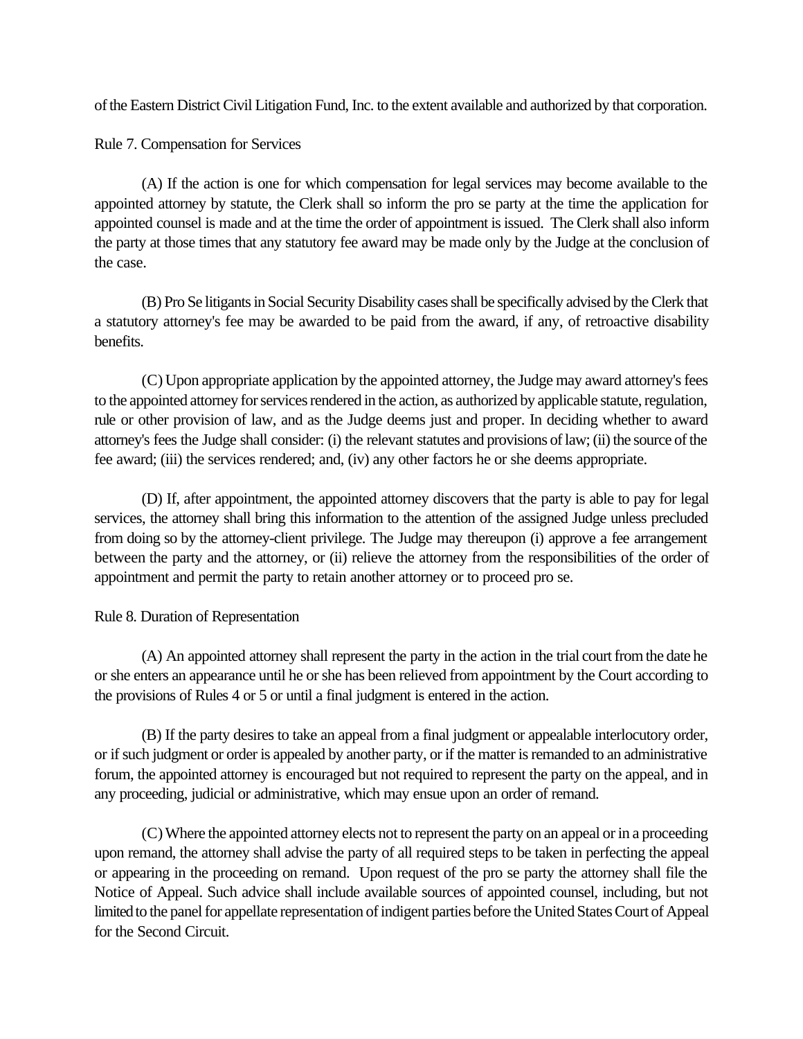of the Eastern District Civil Litigation Fund, Inc. to the extent available and authorized by that corporation.

Rule 7. Compensation for Services

(A) If the action is one for which compensation for legal services may become available to the appointed attorney by statute, the Clerk shall so inform the pro se party at the time the application for appointed counsel is made and at the time the order of appointment is issued. The Clerk shall also inform the party at those times that any statutory fee award may be made only by the Judge at the conclusion of the case.

(B) Pro Se litigants in Social Security Disability cases shall be specifically advised by the Clerk that a statutory attorney's fee may be awarded to be paid from the award, if any, of retroactive disability benefits.

(C) Upon appropriate application by the appointed attorney, the Judge may award attorney's fees to the appointed attorney for services rendered in the action, as authorized by applicable statute, regulation, rule or other provision of law, and as the Judge deems just and proper. In deciding whether to award attorney's fees the Judge shall consider: (i) the relevant statutes and provisions of law; (ii) the source of the fee award; (iii) the services rendered; and, (iv) any other factors he or she deems appropriate.

(D) If, after appointment, the appointed attorney discovers that the party is able to pay for legal services, the attorney shall bring this information to the attention of the assigned Judge unless precluded from doing so by the attorney-client privilege. The Judge may thereupon (i) approve a fee arrangement between the party and the attorney, or (ii) relieve the attorney from the responsibilities of the order of appointment and permit the party to retain another attorney or to proceed pro se.

Rule 8. Duration of Representation

(A) An appointed attorney shall represent the party in the action in the trial court from the date he or she enters an appearance until he or she has been relieved from appointment by the Court according to the provisions of Rules 4 or 5 or until a final judgment is entered in the action.

(B) If the party desires to take an appeal from a final judgment or appealable interlocutory order, or if such judgment or order is appealed by another party, or if the matter is remanded to an administrative forum, the appointed attorney is encouraged but not required to represent the party on the appeal, and in any proceeding, judicial or administrative, which may ensue upon an order of remand.

(C) Where the appointed attorney elects not to represent the party on an appeal or in a proceeding upon remand, the attorney shall advise the party of all required steps to be taken in perfecting the appeal or appearing in the proceeding on remand. Upon request of the pro se party the attorney shall file the Notice of Appeal. Such advice shall include available sources of appointed counsel, including, but not limited to the panel for appellate representation of indigent parties before the United States Court of Appeal for the Second Circuit.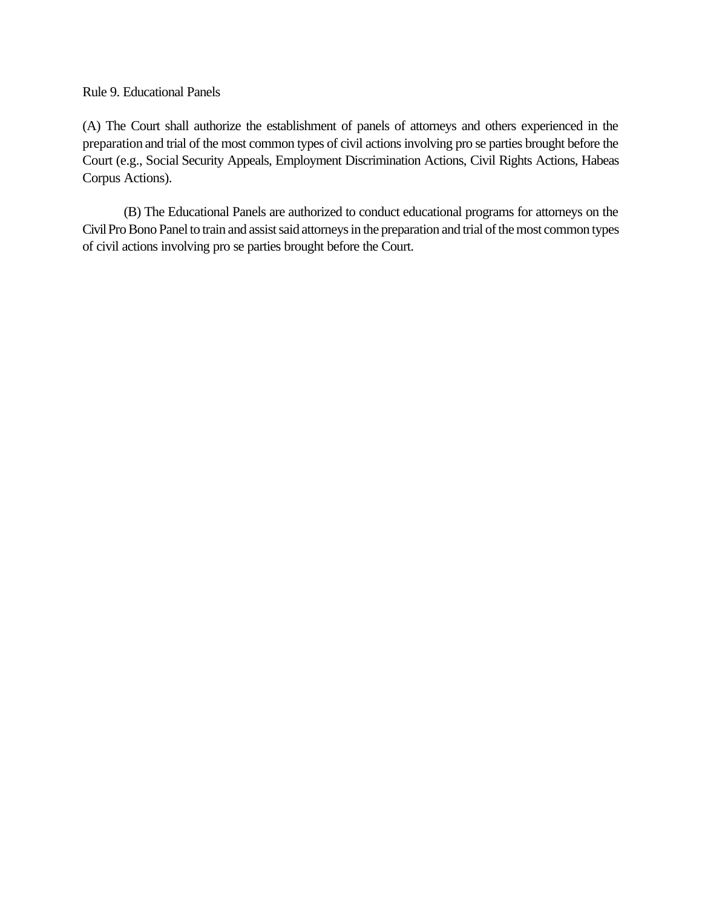Rule 9. Educational Panels

(A) The Court shall authorize the establishment of panels of attorneys and others experienced in the preparation and trial of the most common types of civil actions involving pro se parties brought before the Court (e.g., Social Security Appeals, Employment Discrimination Actions, Civil Rights Actions, Habeas Corpus Actions).

(B) The Educational Panels are authorized to conduct educational programs for attorneys on the Civil Pro Bono Panel to train and assist said attorneys in the preparation and trial of the most common types of civil actions involving pro se parties brought before the Court.